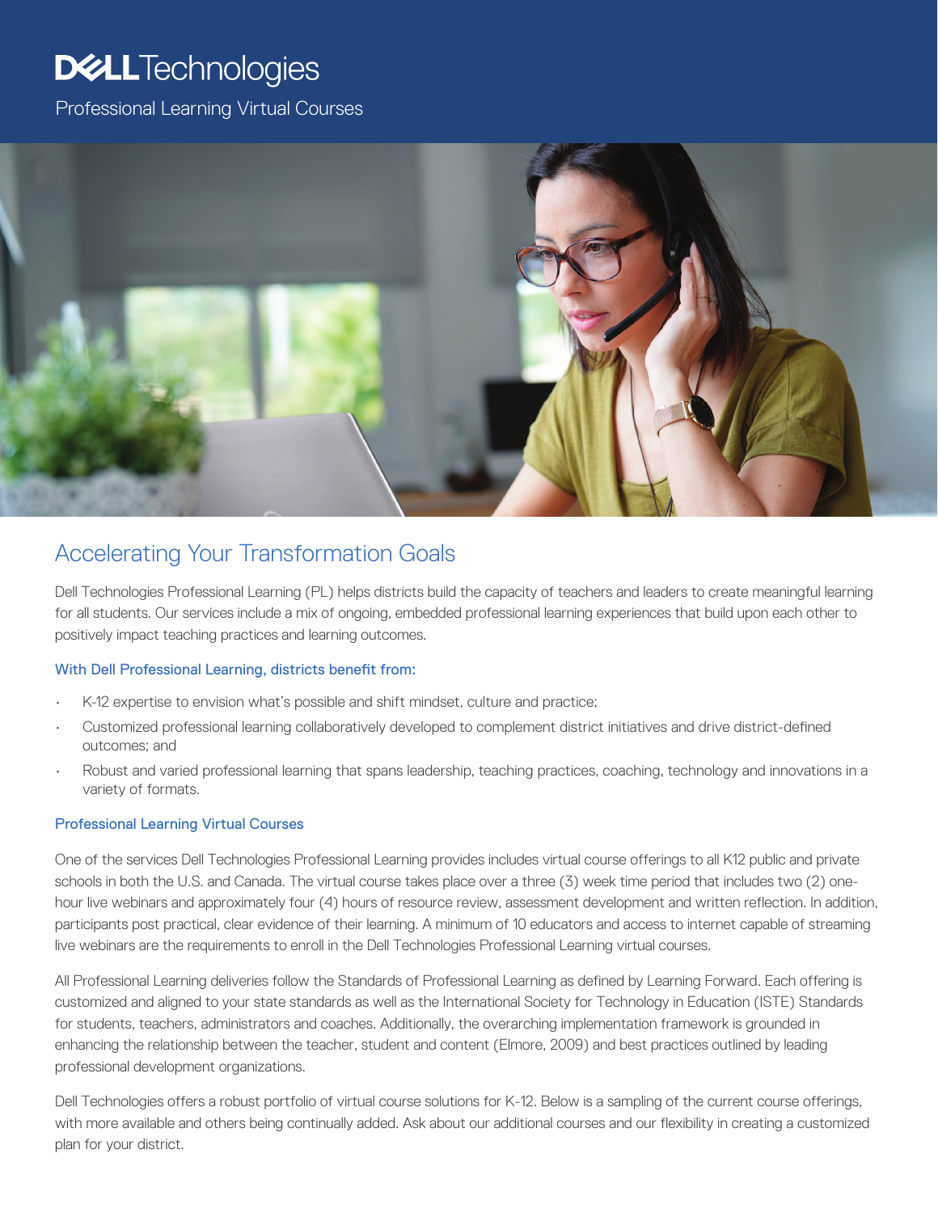# Dell Technologies

Professional Learning Virtual Courses

## Accelerating Your Transformation Goals

Dell Technologies Professional Learning (PL) helps districts build the capacity of teachers and leaders to create meaningful learning for all students. Our services include a mix of ongoing, embedded professional learning experiences that build upon each other to positively impact teaching practices and learning outcomes.

### With Dell Professional Learning, districts benefit from:

- K-12 expertise to envision what's possible and shift mindset, culture and practice;
- Customized professional learning collaboratively developed to complement district initiatives and drive district-defined outcomes; and
- Robust and varied professional learning that spans leadership, teaching practices, coaching, technology and innovations in a variety of formats.

### Professional Learning Virtual Courses

One of the services Dell Technologies Professional Learning provides includes virtual course offerings to all K12 public and private schools in both the U.S. and Canada. The virtual course takes place over a three (3) week time period that includes two (2) one-hour live webinars and approximately four (4) hours of resource review, assessment development and written reflection. In addition, participants post practical, clear evidence of their learning. A minimum of 10 educators and access to internet capable of streaming live webinars are the requirements to enroll in the Dell Technologies Professional Learning virtual courses.

All Professional Learning deliveries follow the Standards of Professional Learning as defined by Learning Forward. Each offering is customized and aligned to your state standards as well as the International Society for Technology in Education (ISTE) Standards for students, teachers, administrators and coaches. Additionally, the overarching implementation framework is grounded in enhancing the relationship between the teacher, student and content (Elmore, 2009) and best practices outlined by leading professional development organizations.

Dell Technologies offers a robust portfolio of virtual course solutions for K-12. Below is a sampling of the current course offerings, with more available and others being continually added. Ask about our additional courses and our flexibility in creating a customized plan for your district.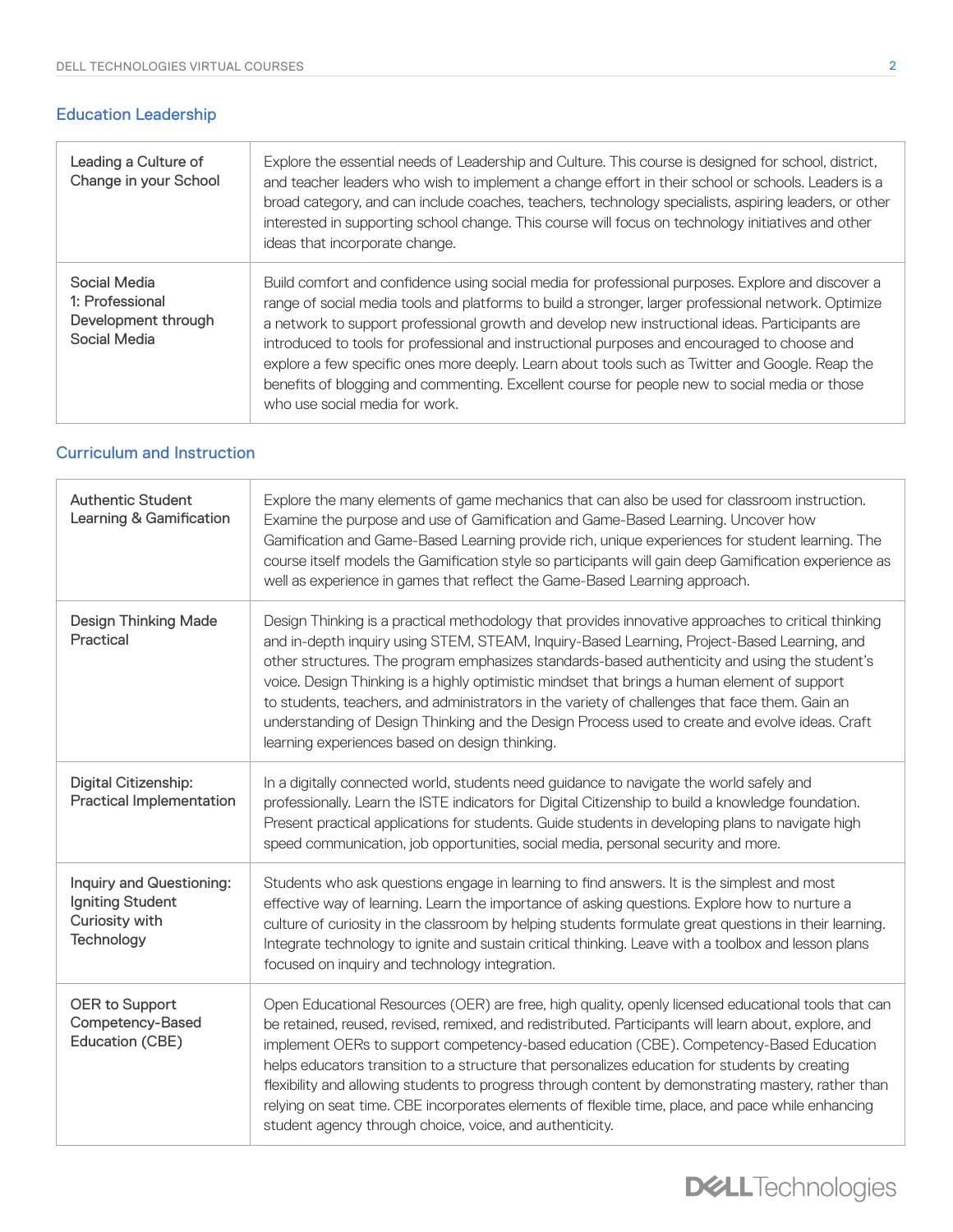## Education Leadership

| | |
|---|---|
| Leading a Culture of Change in your School | Explore the essential needs of Leadership and Culture. This course is designed for school, district, and teacher leaders who wish to implement a change effort in their school or schools. Leaders is a broad category, and can include coaches, teachers, technology specialists, aspiring leaders, or other interested in supporting school change. This course will focus on technology initiatives and other ideas that incorporate change. |
| Social Media 1: Professional Development through Social Media | Build comfort and confidence using social media for professional purposes. Explore and discover a range of social media tools and platforms to build a stronger, larger professional network. Optimize a network to support professional growth and develop new instructional ideas. Participants are introduced to tools for professional and instructional purposes and encouraged to choose and explore a few specific ones more deeply. Learn about tools such as Twitter and Google. Reap the benefits of blogging and commenting. Excellent course for people new to social media or those who use social media for work. |

## Curriculum and Instruction

| | |
|---|---|
| Authentic Student Learning & Gamification | Explore the many elements of game mechanics that can also be used for classroom instruction. Examine the purpose and use of Gamification and Game-Based Learning. Uncover how Gamification and Game-Based Learning provide rich, unique experiences for student learning. The course itself models the Gamification style so participants will gain deep Gamification experience as well as experience in games that reflect the Game-Based Learning approach. |
| Design Thinking Made Practical | Design Thinking is a practical methodology that provides innovative approaches to critical thinking and in-depth inquiry using STEM, STEAM, Inquiry-Based Learning, Project-Based Learning, and other structures. The program emphasizes standards-based authenticity and using the student's voice. Design Thinking is a highly optimistic mindset that brings a human element of support to students, teachers, and administrators in the variety of challenges that face them. Gain an understanding of Design Thinking and the Design Process used to create and evolve ideas. Craft learning experiences based on design thinking. |
| Digital Citizenship: Practical Implementation | In a digitally connected world, students need guidance to navigate the world safely and professionally. Learn the ISTE indicators for Digital Citizenship to build a knowledge foundation. Present practical applications for students. Guide students in developing plans to navigate high speed communication, job opportunities, social media, personal security and more. |
| Inquiry and Questioning: Igniting Student Curiosity with Technology | Students who ask questions engage in learning to find answers. It is the simplest and most effective way of learning. Learn the importance of asking questions. Explore how to nurture a culture of curiosity in the classroom by helping students formulate great questions in their learning. Integrate technology to ignite and sustain critical thinking. Leave with a toolbox and lesson plans focused on inquiry and technology integration. |
| OER to Support Competency-Based Education (CBE) | Open Educational Resources (OER) are free, high quality, openly licensed educational tools that can be retained, reused, revised, remixed, and redistributed. Participants will learn about, explore, and implement OERs to support competency-based education (CBE). Competency-Based Education helps educators transition to a structure that personalizes education for students by creating flexibility and allowing students to progress through content by demonstrating mastery, rather than relying on seat time. CBE incorporates elements of flexible time, place, and pace while enhancing student agency through choice, voice, and authenticity. |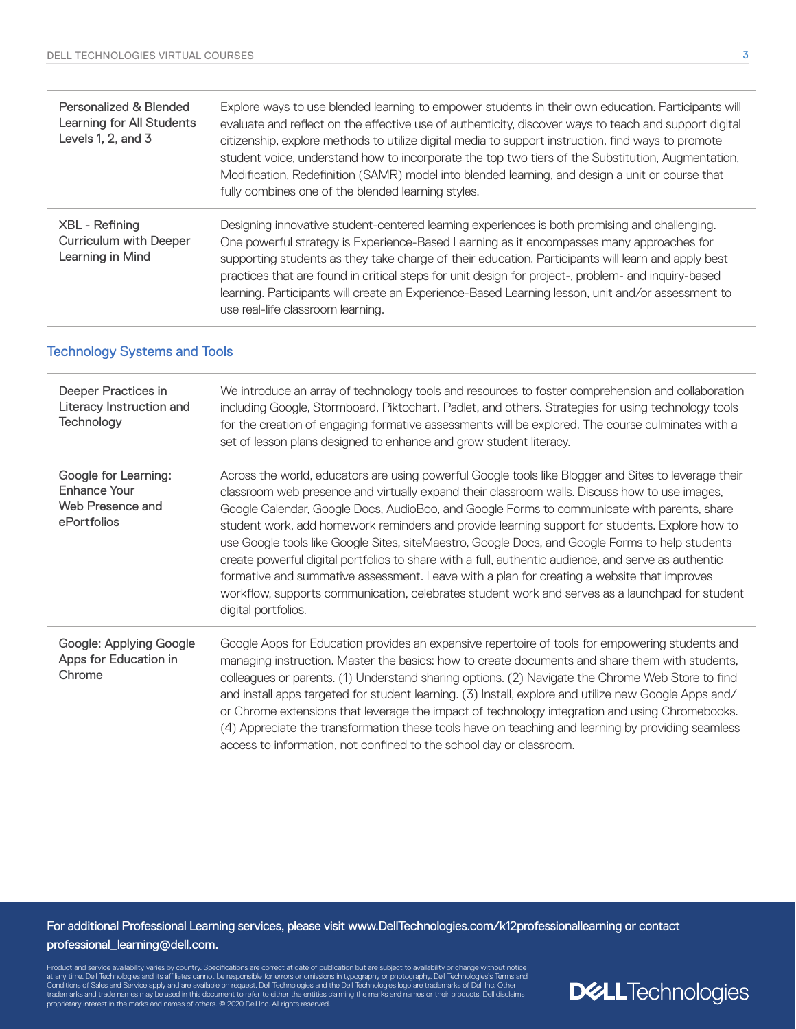| | |
|---|---|
| Personalized & Blended Learning for All Students Levels 1, 2, and 3 | Explore ways to use blended learning to empower students in their own education. Participants will evaluate and reflect on the effective use of authenticity, discover ways to teach and support digital citizenship, explore methods to utilize digital media to support instruction, find ways to promote student voice, understand how to incorporate the top two tiers of the Substitution, Augmentation, Modification, Redefinition (SAMR) model into blended learning, and design a unit or course that fully combines one of the blended learning styles. |
| XBL - Refining Curriculum with Deeper Learning in Mind | Designing innovative student-centered learning experiences is both promising and challenging. One powerful strategy is Experience-Based Learning as it encompasses many approaches for supporting students as they take charge of their education. Participants will learn and apply best practices that are found in critical steps for unit design for project-, problem- and inquiry-based learning. Participants will create an Experience-Based Learning lesson, unit and/or assessment to use real-life classroom learning. |

## Technology Systems and Tools

| | |
|---|---|
| Deeper Practices in Literacy Instruction and Technology | We introduce an array of technology tools and resources to foster comprehension and collaboration including Google, Stormboard, Piktochart, Padlet, and others. Strategies for using technology tools for the creation of engaging formative assessments will be explored. The course culminates with a set of lesson plans designed to enhance and grow student literacy. |
| Google for Learning: Enhance Your Web Presence and ePortfolios | Across the world, educators are using powerful Google tools like Blogger and Sites to leverage their classroom web presence and virtually expand their classroom walls. Discuss how to use images, Google Calendar, Google Docs, AudioBoo, and Google Forms to communicate with parents, share student work, add homework reminders and provide learning support for students. Explore how to use Google tools like Google Sites, siteMaestro, Google Docs, and Google Forms to help students create powerful digital portfolios to share with a full, authentic audience, and serve as authentic formative and summative assessment. Leave with a plan for creating a website that improves workflow, supports communication, celebrates student work and serves as a launchpad for student digital portfolios. |
| Google: Applying Google Apps for Education in Chrome | Google Apps for Education provides an expansive repertoire of tools for empowering students and managing instruction. Master the basics: how to create documents and share them with students, colleagues or parents. (1) Understand sharing options. (2) Navigate the Chrome Web Store to find and install apps targeted for student learning. (3) Install, explore and utilize new Google Apps and/or Chrome extensions that leverage the impact of technology integration and using Chromebooks. (4) Appreciate the transformation these tools have on teaching and learning by providing seamless access to information, not confined to the school day or classroom. |

**For additional Professional Learning services, please visit www.DellTechnologies.com/k12professionallearning or contact professional_learning@dell.com.**

Product and service availability varies by country. Specifications are correct at date of publication but are subject to availability or change without notice at any time. Dell Technologies and its affiliates cannot be responsible for errors or omissions in typography or photography. Dell Technologies's Terms and Conditions of Sales and Service apply and are available on request. Dell Technologies and the Dell Technologies logo are trademarks of Dell Inc. Other trademarks and trade names may be used in this document to refer to either the entities claiming the marks and names or their products. Dell disclaims proprietary interest in the marks and names of others. © 2020 Dell Inc. All rights reserved.

DELL Technologies